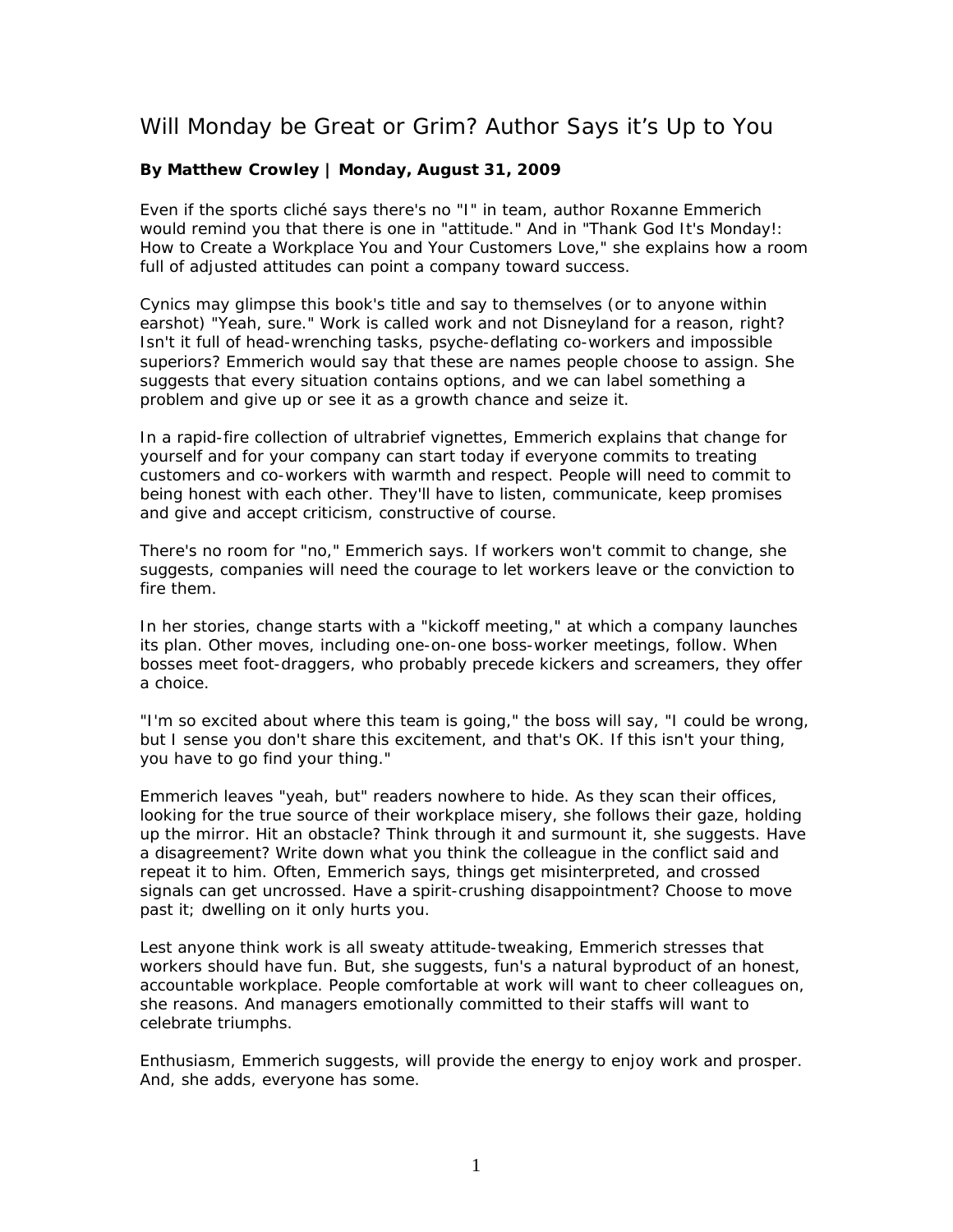# Will Monday be Great or Grim? Author Says it's Up to You

**By Matthew Crowley | Monday, August 31, 2009**

Even if the sports cliché says there's no "I" in team, author Roxanne Emmerich would remind you that there is one in "attitude." And in "Thank God It's Monday!: How to Create a Workplace You and Your Customers Love," she explains how a room full of adjusted attitudes can point a company toward success.

Cynics may glimpse this book's title and say to themselves (or to anyone within earshot) "Yeah, sure." Work is called work and not Disneyland for a reason, right? Isn't it full of head-wrenching tasks, psyche-deflating co-workers and impossible superiors? Emmerich would say that these are names people choose to assign. She suggests that every situation contains options, and we can label something a problem and give up or see it as a growth chance and seize it.

In a rapid-fire collection of ultrabrief vignettes, Emmerich explains that change for yourself and for your company can start today if everyone commits to treating customers and co-workers with warmth and respect. People will need to commit to being honest with each other. They'll have to listen, communicate, keep promises and give and accept criticism, constructive of course.

There's no room for "no," Emmerich says. If workers won't commit to change, she suggests, companies will need the courage to let workers leave or the conviction to fire them.

In her stories, change starts with a "kickoff meeting," at which a company launches its plan. Other moves, including one-on-one boss-worker meetings, follow. When bosses meet foot-draggers, who probably precede kickers and screamers, they offer a choice.

"I'm so excited about where this team is going," the boss will say, "I could be wrong, but I sense you don't share this excitement, and that's OK. If this isn't your thing, you have to go find your thing."

Emmerich leaves "yeah, but" readers nowhere to hide. As they scan their offices, looking for the true source of their workplace misery, she follows their gaze, holding up the mirror. Hit an obstacle? Think through it and surmount it, she suggests. Have a disagreement? Write down what you think the colleague in the conflict said and repeat it to him. Often, Emmerich says, things get misinterpreted, and crossed signals can get uncrossed. Have a spirit-crushing disappointment? Choose to move past it; dwelling on it only hurts you.

Lest anyone think work is all sweaty attitude-tweaking, Emmerich stresses that workers should have fun. But, she suggests, fun's a natural byproduct of an honest, accountable workplace. People comfortable at work will want to cheer colleagues on, she reasons. And managers emotionally committed to their staffs will want to celebrate triumphs.

Enthusiasm, Emmerich suggests, will provide the energy to enjoy work and prosper. And, she adds, everyone has some.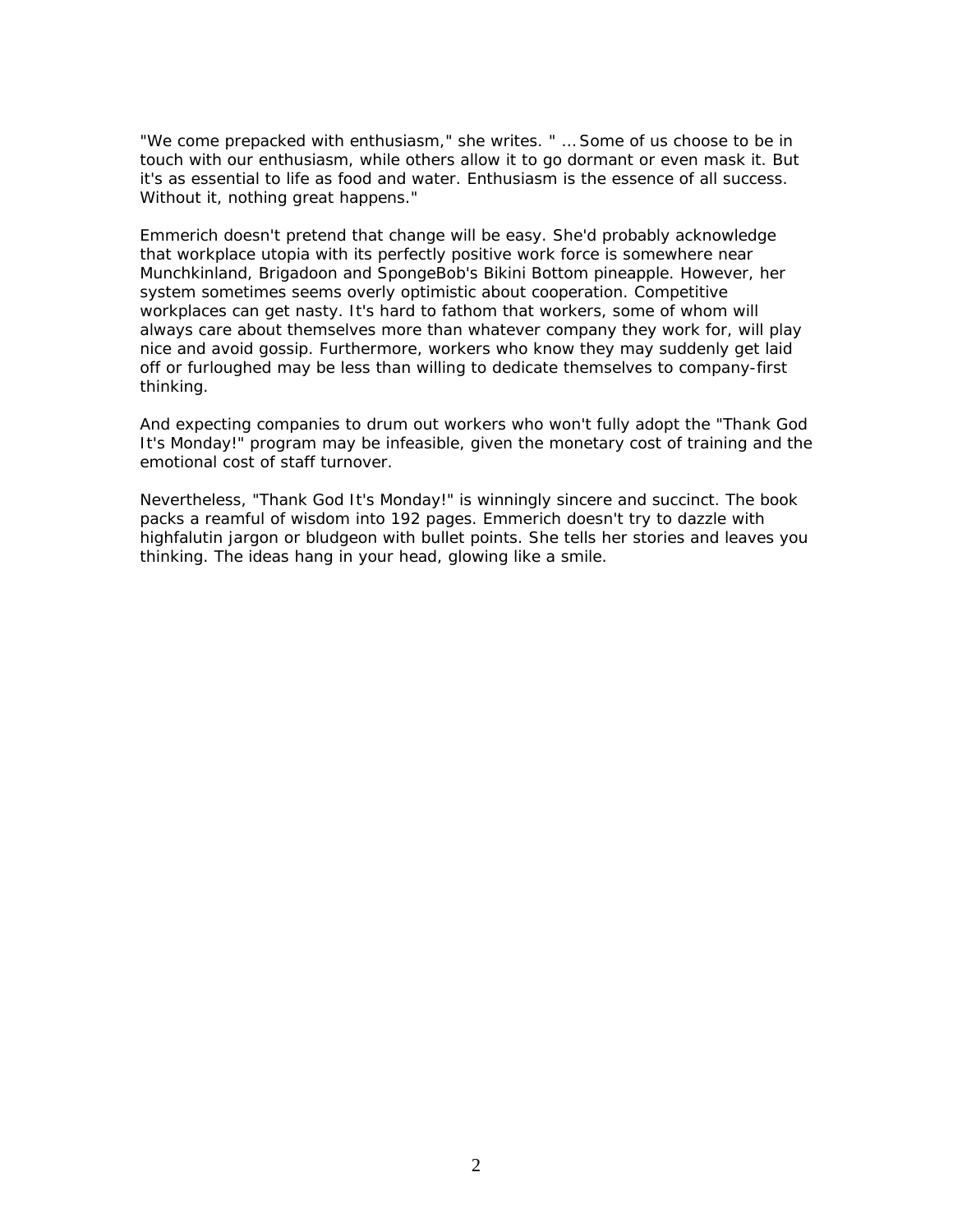"We come prepacked with enthusiasm," she writes. " ... Some of us choose to be in touch with our enthusiasm, while others allow it to go dormant or even mask it. But it's as essential to life as food and water. Enthusiasm is the essence of all success. Without it, nothing great happens."

Emmerich doesn't pretend that change will be easy. She'd probably acknowledge that workplace utopia with its perfectly positive work force is somewhere near Munchkinland, Brigadoon and SpongeBob's Bikini Bottom pineapple. However, her system sometimes seems overly optimistic about cooperation. Competitive workplaces can get nasty. It's hard to fathom that workers, some of whom will always care about themselves more than whatever company they work for, will play nice and avoid gossip. Furthermore, workers who know they may suddenly get laid off or furloughed may be less than willing to dedicate themselves to company-first thinking.

And expecting companies to drum out workers who won't fully adopt the "Thank God It's Monday!" program may be infeasible, given the monetary cost of training and the emotional cost of staff turnover.

Nevertheless, "Thank God It's Monday!" is winningly sincere and succinct. The book packs a reamful of wisdom into 192 pages. Emmerich doesn't try to dazzle with highfalutin jargon or bludgeon with bullet points. She tells her stories and leaves you thinking. The ideas hang in your head, glowing like a smile.